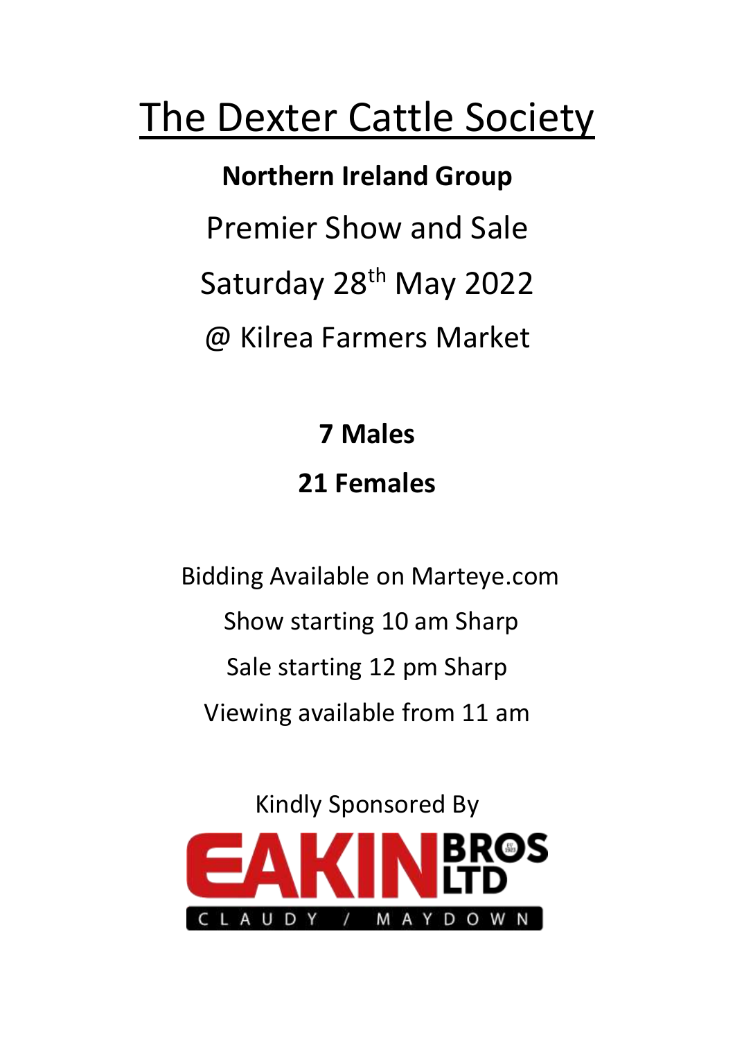# The Dexter Cattle Society

**Northern Ireland Group**

Premier Show and Sale

Saturday 28th May 2022

@ Kilrea Farmers Market

**7 Males**

**21 Females**

Bidding Available on Marteye.com

Show starting 10 am Sharp

Sale starting 12 pm Sharp

Viewing available from 11 am

Kindly Sponsored By

EAKIN BROS LTD

CLAUDY / MAYDOWN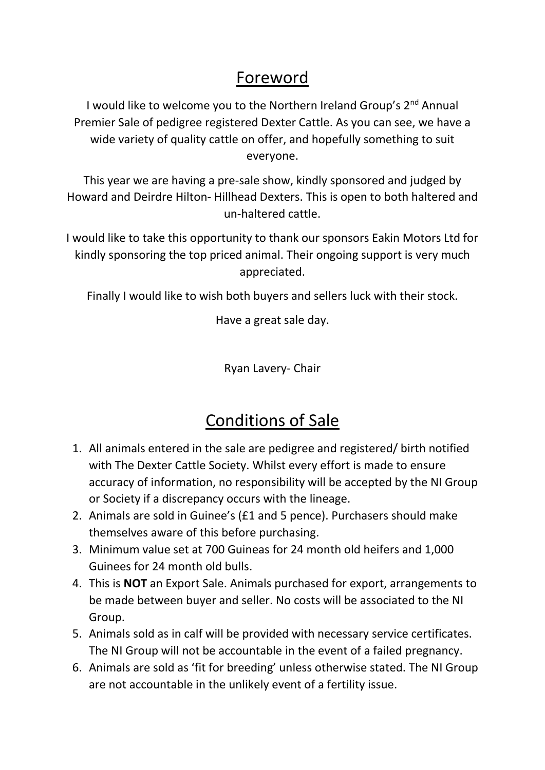# Foreword

I would like to welcome you to the Northern Ireland Group's 2nd Annual Premier Sale of pedigree registered Dexter Cattle. As you can see, we have a wide variety of quality cattle on offer, and hopefully something to suit everyone.

This year we are having a pre-sale show, kindly sponsored and judged by Howard and Deirdre Hilton- Hillhead Dexters. This is open to both haltered and un-haltered cattle.

I would like to take this opportunity to thank our sponsors Eakin Motors Ltd for kindly sponsoring the top priced animal. Their ongoing support is very much appreciated.

Finally I would like to wish both buyers and sellers luck with their stock.

Have a great sale day.

Ryan Lavery- Chair

# Conditions of Sale

1. All animals entered in the sale are pedigree and registered/ birth notified with The Dexter Cattle Society. Whilst every effort is made to ensure accuracy of information, no responsibility will be accepted by the NI Group or Society if a discrepancy occurs with the lineage.
2. Animals are sold in Guinee's (£1 and 5 pence). Purchasers should make themselves aware of this before purchasing.
3. Minimum value set at 700 Guineas for 24 month old heifers and 1,000 Guinees for 24 month old bulls.
4. This is **NOT** an Export Sale. Animals purchased for export, arrangements to be made between buyer and seller. No costs will be associated to the NI Group.
5. Animals sold as in calf will be provided with necessary service certificates. The NI Group will not be accountable in the event of a failed pregnancy.
6. Animals are sold as 'fit for breeding' unless otherwise stated. The NI Group are not accountable in the unlikely event of a fertility issue.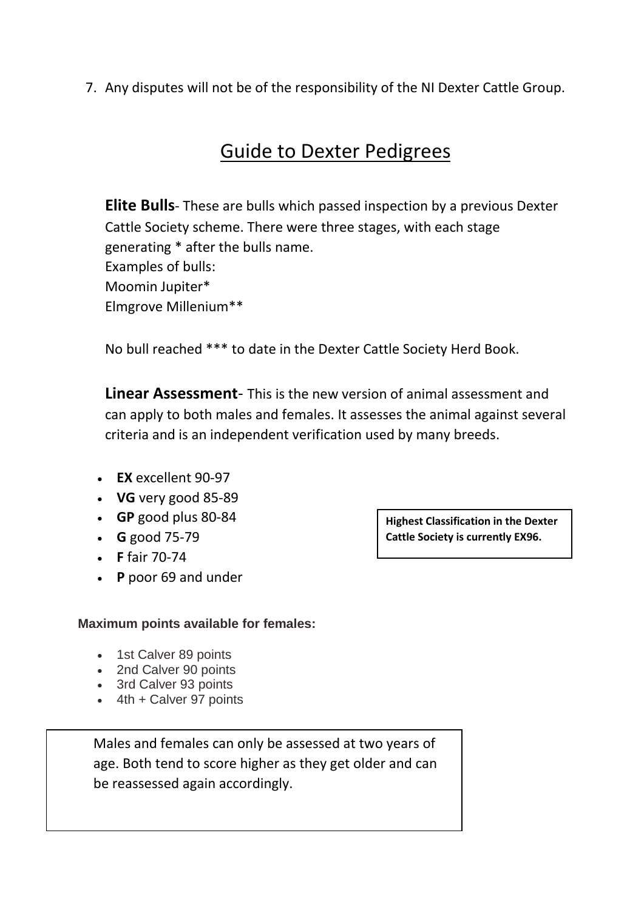7. Any disputes will not be of the responsibility of the NI Dexter Cattle Group.

# Guide to Dexter Pedigrees

**Elite Bulls**- These are bulls which passed inspection by a previous Dexter Cattle Society scheme. There were three stages, with each stage generating * after the bulls name.
Examples of bulls:
Moomin Jupiter*
Elmgrove Millenium**

No bull reached *** to date in the Dexter Cattle Society Herd Book.

**Linear Assessment**- This is the new version of animal assessment and can apply to both males and females. It assesses the animal against several criteria and is an independent verification used by many breeds.

- **EX** excellent 90-97
- **VG** very good 85-89
- **GP** good plus 80-84
- **G** good 75-79
- **F** fair 70-74
- **P** poor 69 and under

**Highest Classification in the Dexter Cattle Society is currently EX96.**

**Maximum points available for females:**

- 1st Calver 89 points
- 2nd Calver 90 points
- 3rd Calver 93 points
- 4th + Calver 97 points

Males and females can only be assessed at two years of age. Both tend to score higher as they get older and can be reassessed again accordingly.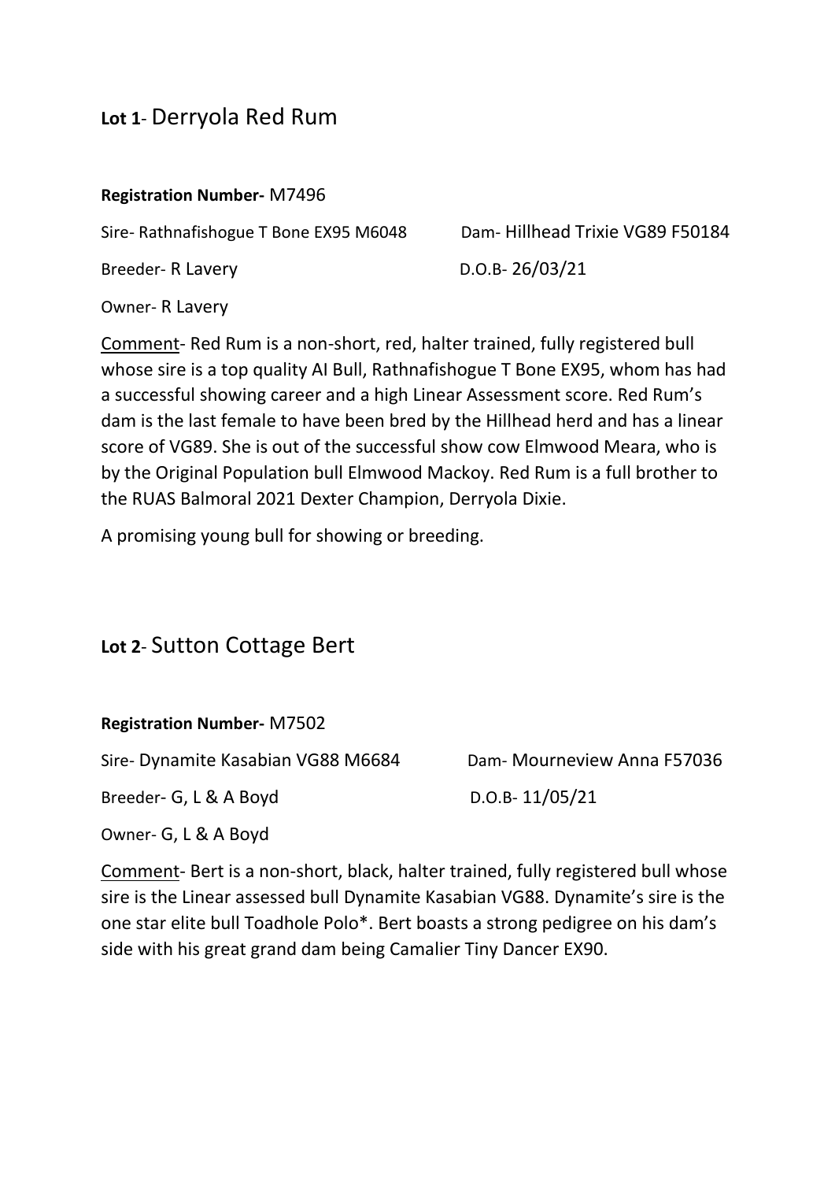## **Lot 1**- Derryola Red Rum

**Registration Number-** M7496

Sire- Rathnafishogue T Bone EX95 M6048

Dam- Hillhead Trixie VG89 F50184

Breeder- R Lavery

D.O.B- 26/03/21

Owner- R Lavery

Comment- Red Rum is a non-short, red, halter trained, fully registered bull whose sire is a top quality AI Bull, Rathnafishogue T Bone EX95, whom has had a successful showing career and a high Linear Assessment score. Red Rum's dam is the last female to have been bred by the Hillhead herd and has a linear score of VG89. She is out of the successful show cow Elmwood Meara, who is by the Original Population bull Elmwood Mackoy. Red Rum is a full brother to the RUAS Balmoral 2021 Dexter Champion, Derryola Dixie.

A promising young bull for showing or breeding.

## **Lot 2**- Sutton Cottage Bert

**Registration Number-** M7502

Sire- Dynamite Kasabian VG88 M6684

Dam- Mourneview Anna F57036

Breeder- G, L & A Boyd

D.O.B- 11/05/21

Owner- G, L & A Boyd

Comment- Bert is a non-short, black, halter trained, fully registered bull whose sire is the Linear assessed bull Dynamite Kasabian VG88. Dynamite's sire is the one star elite bull Toadhole Polo*. Bert boasts a strong pedigree on his dam's side with his great grand dam being Camalier Tiny Dancer EX90.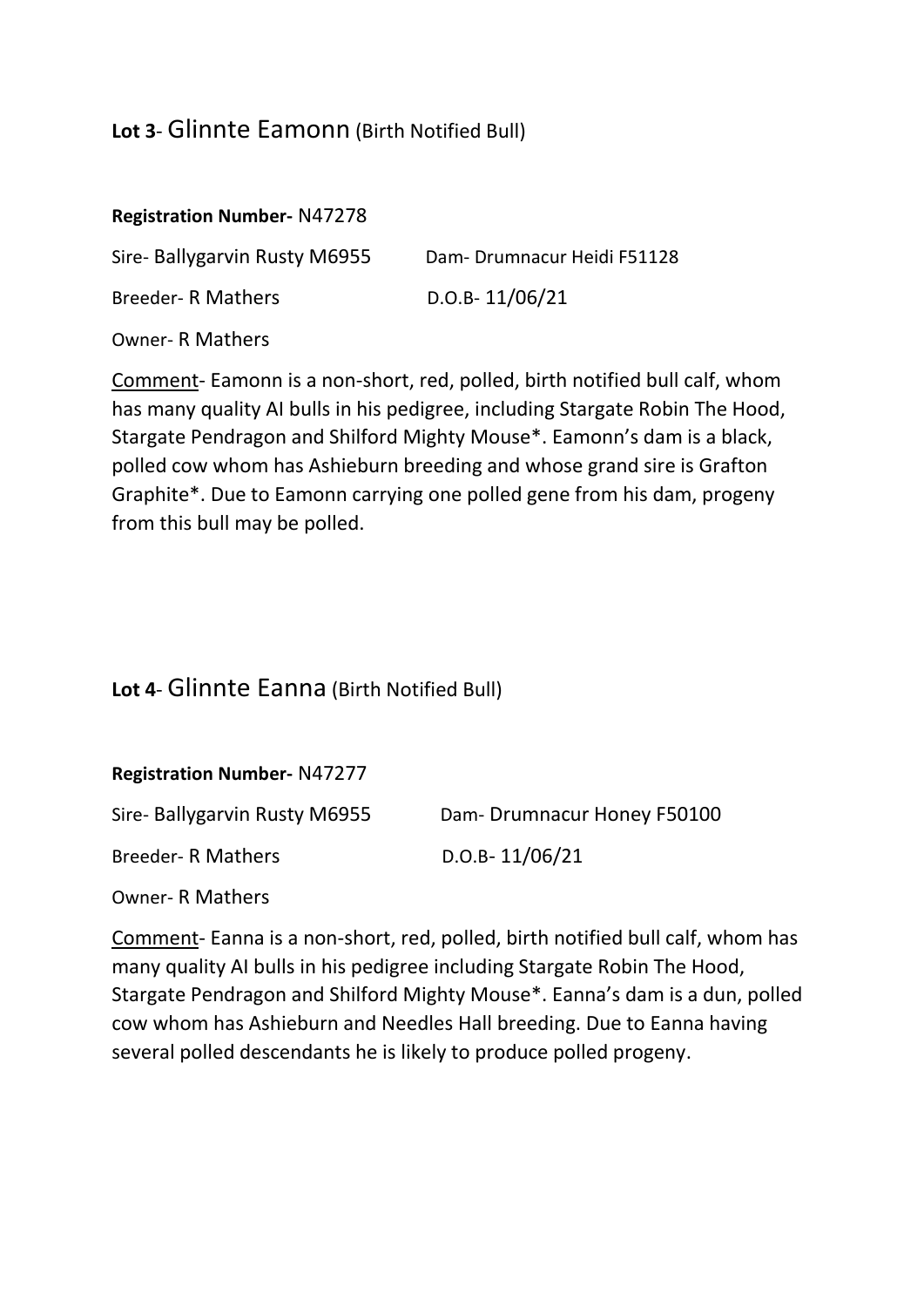## **Lot 3**- Glinnte Eamonn (Birth Notified Bull)

**Registration Number-** N47278

Sire- Ballygarvin Rusty M6955 Dam- Drumnacur Heidi F51128

Breeder- R Mathers D.O.B- 11/06/21

Owner- R Mathers

Comment- Eamonn is a non-short, red, polled, birth notified bull calf, whom has many quality AI bulls in his pedigree, including Stargate Robin The Hood, Stargate Pendragon and Shilford Mighty Mouse*. Eamonn's dam is a black, polled cow whom has Ashieburn breeding and whose grand sire is Grafton Graphite*. Due to Eamonn carrying one polled gene from his dam, progeny from this bull may be polled.

## **Lot 4**- Glinnte Eanna (Birth Notified Bull)

**Registration Number-** N47277

Sire- Ballygarvin Rusty M6955 Dam- Drumnacur Honey F50100

Breeder- R Mathers D.O.B- 11/06/21

Owner- R Mathers

Comment- Eanna is a non-short, red, polled, birth notified bull calf, whom has many quality AI bulls in his pedigree including Stargate Robin The Hood, Stargate Pendragon and Shilford Mighty Mouse*. Eanna's dam is a dun, polled cow whom has Ashieburn and Needles Hall breeding. Due to Eanna having several polled descendants he is likely to produce polled progeny.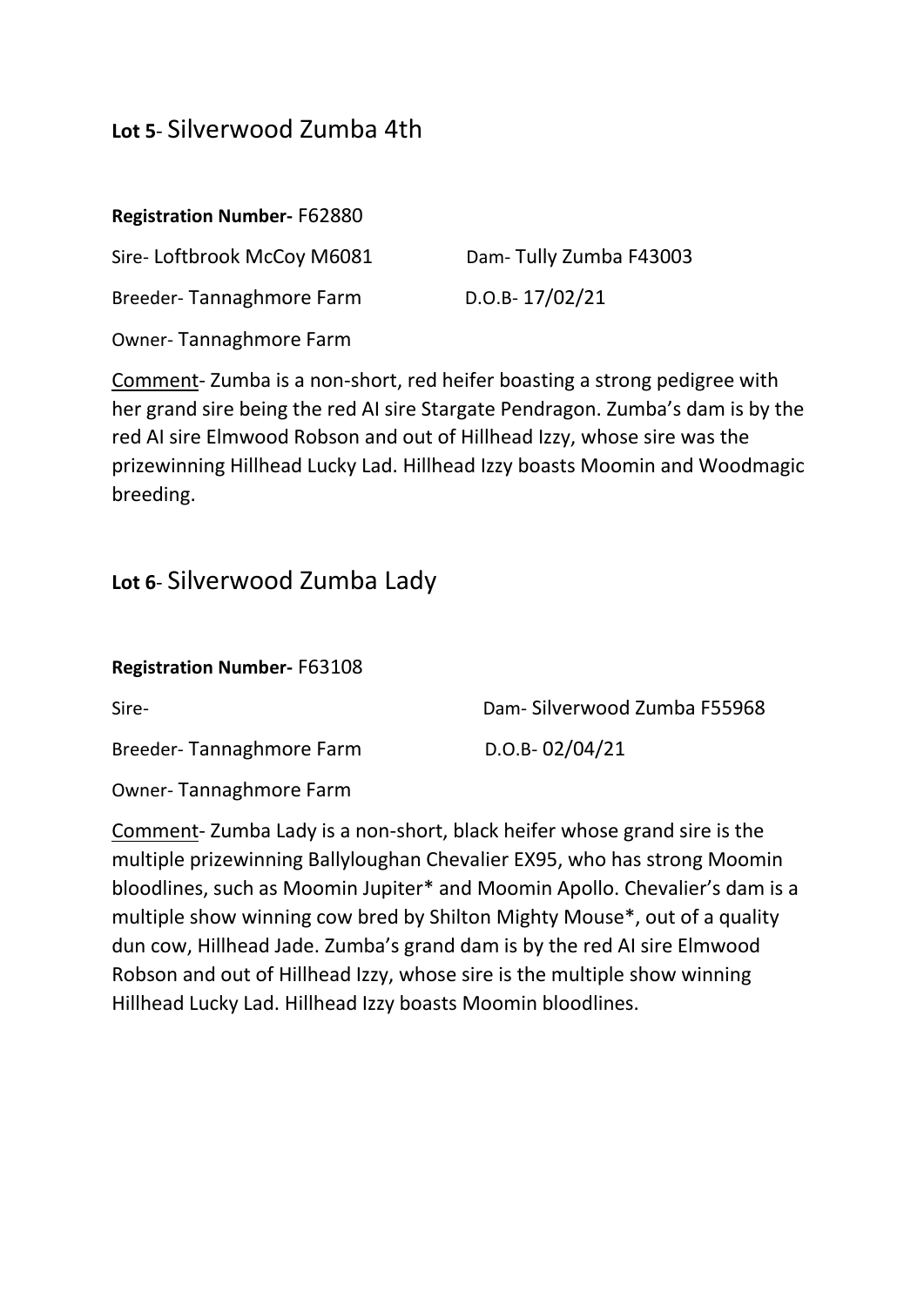## **Lot 5**- Silverwood Zumba 4th

**Registration Number-** F62880

Sire- Loftbrook McCoy M6081 Dam- Tully Zumba F43003

Breeder- Tannaghmore Farm D.O.B- 17/02/21

Owner- Tannaghmore Farm

Comment- Zumba is a non-short, red heifer boasting a strong pedigree with her grand sire being the red AI sire Stargate Pendragon. Zumba's dam is by the red AI sire Elmwood Robson and out of Hillhead Izzy, whose sire was the prizewinning Hillhead Lucky Lad. Hillhead Izzy boasts Moomin and Woodmagic breeding.

## **Lot 6**- Silverwood Zumba Lady

**Registration Number-** F63108

Sire- Dam- Silverwood Zumba F55968

Breeder- Tannaghmore Farm D.O.B- 02/04/21

Owner- Tannaghmore Farm

Comment- Zumba Lady is a non-short, black heifer whose grand sire is the multiple prizewinning Ballyloughan Chevalier EX95, who has strong Moomin bloodlines, such as Moomin Jupiter* and Moomin Apollo. Chevalier's dam is a multiple show winning cow bred by Shilton Mighty Mouse*, out of a quality dun cow, Hillhead Jade. Zumba's grand dam is by the red AI sire Elmwood Robson and out of Hillhead Izzy, whose sire is the multiple show winning Hillhead Lucky Lad. Hillhead Izzy boasts Moomin bloodlines.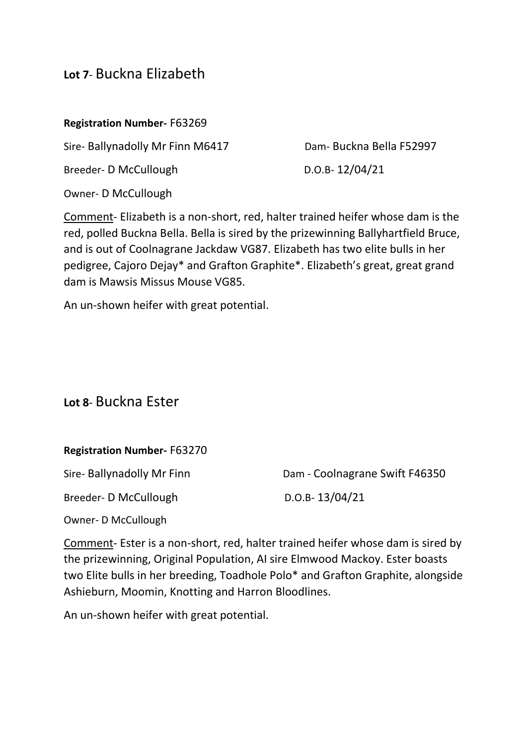## **Lot 7**- Buckna Elizabeth

**Registration Number-** F63269

Sire- Ballynadolly Mr Finn M6417

Dam- Buckna Bella F52997

Breeder- D McCullough

D.O.B- 12/04/21

Owner- D McCullough

Comment- Elizabeth is a non-short, red, halter trained heifer whose dam is the red, polled Buckna Bella. Bella is sired by the prizewinning Ballyhartfield Bruce, and is out of Coolnagrane Jackdaw VG87. Elizabeth has two elite bulls in her pedigree, Cajoro Dejay* and Grafton Graphite*. Elizabeth's great, great grand dam is Mawsis Missus Mouse VG85.

An un-shown heifer with great potential.

## **Lot 8**- Buckna Ester

**Registration Number-** F63270

Sire- Ballynadolly Mr Finn

Dam - Coolnagrane Swift F46350

Breeder- D McCullough

D.O.B- 13/04/21

Owner- D McCullough

Comment- Ester is a non-short, red, halter trained heifer whose dam is sired by the prizewinning, Original Population, AI sire Elmwood Mackoy. Ester boasts two Elite bulls in her breeding, Toadhole Polo* and Grafton Graphite, alongside Ashieburn, Moomin, Knotting and Harron Bloodlines.

An un-shown heifer with great potential.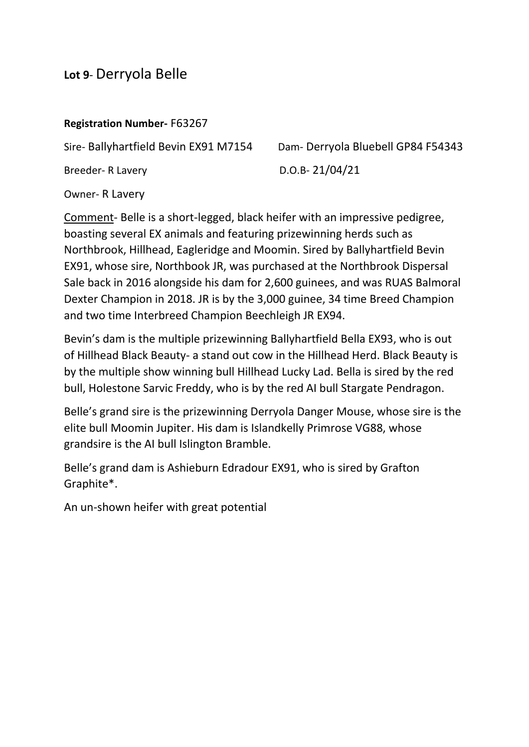## **Lot 9**- Derryola Belle

**Registration Number-** F63267

Sire- Ballyhartfield Bevin EX91 M7154

Dam- Derryola Bluebell GP84 F54343

Breeder- R Lavery

D.O.B- 21/04/21

Owner- R Lavery

Comment- Belle is a short-legged, black heifer with an impressive pedigree, boasting several EX animals and featuring prizewinning herds such as Northbrook, Hillhead, Eagleridge and Moomin. Sired by Ballyhartfield Bevin EX91, whose sire, Northbook JR, was purchased at the Northbrook Dispersal Sale back in 2016 alongside his dam for 2,600 guinees, and was RUAS Balmoral Dexter Champion in 2018. JR is by the 3,000 guinee, 34 time Breed Champion and two time Interbreed Champion Beechleigh JR EX94.

Bevin's dam is the multiple prizewinning Ballyhartfield Bella EX93, who is out of Hillhead Black Beauty- a stand out cow in the Hillhead Herd. Black Beauty is by the multiple show winning bull Hillhead Lucky Lad. Bella is sired by the red bull, Holestone Sarvic Freddy, who is by the red AI bull Stargate Pendragon.

Belle's grand sire is the prizewinning Derryola Danger Mouse, whose sire is the elite bull Moomin Jupiter. His dam is Islandkelly Primrose VG88, whose grandsire is the AI bull Islington Bramble.

Belle's grand dam is Ashieburn Edradour EX91, who is sired by Grafton Graphite*.

An un-shown heifer with great potential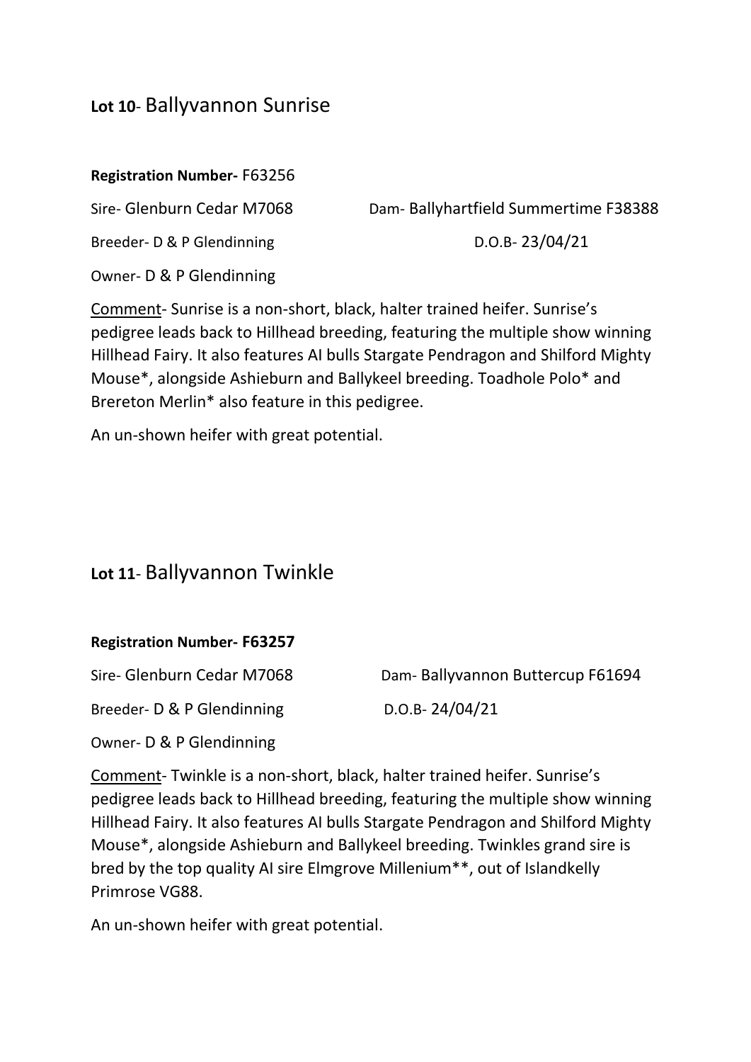## **Lot 10**- Ballyvannon Sunrise

**Registration Number-** F63256

Sire- Glenburn Cedar M7068 Dam- Ballyhartfield Summertime F38388

Breeder- D & P Glendinning D.O.B- 23/04/21

Owner- D & P Glendinning

Comment- Sunrise is a non-short, black, halter trained heifer. Sunrise's pedigree leads back to Hillhead breeding, featuring the multiple show winning Hillhead Fairy. It also features AI bulls Stargate Pendragon and Shilford Mighty Mouse*, alongside Ashieburn and Ballykeel breeding. Toadhole Polo* and Brereton Merlin* also feature in this pedigree.

An un-shown heifer with great potential.

## **Lot 11**- Ballyvannon Twinkle

**Registration Number- F63257**

Sire- Glenburn Cedar M7068 Dam- Ballyvannon Buttercup F61694

Breeder- D & P Glendinning D.O.B- 24/04/21

Owner- D & P Glendinning

Comment- Twinkle is a non-short, black, halter trained heifer. Sunrise's pedigree leads back to Hillhead breeding, featuring the multiple show winning Hillhead Fairy. It also features AI bulls Stargate Pendragon and Shilford Mighty Mouse*, alongside Ashieburn and Ballykeel breeding. Twinkles grand sire is bred by the top quality AI sire Elmgrove Millenium**, out of Islandkelly Primrose VG88.

An un-shown heifer with great potential.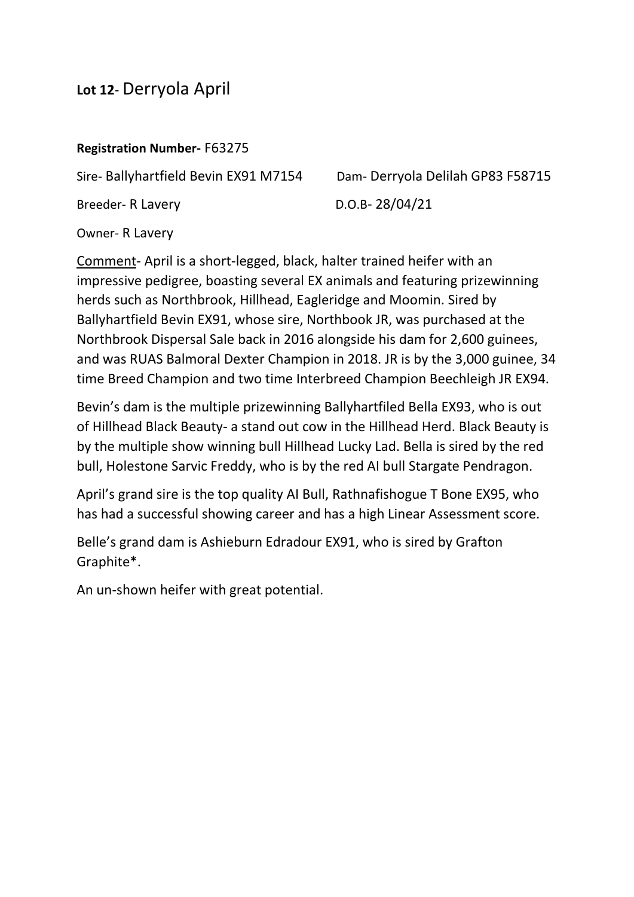## **Lot 12**- Derryola April

**Registration Number-** F63275

Sire- Ballyhartfield Bevin EX91 M7154 Dam- Derryola Delilah GP83 F58715

Breeder- R Lavery D.O.B- 28/04/21

Owner- R Lavery

Comment- April is a short-legged, black, halter trained heifer with an impressive pedigree, boasting several EX animals and featuring prizewinning herds such as Northbrook, Hillhead, Eagleridge and Moomin. Sired by Ballyhartfield Bevin EX91, whose sire, Northbook JR, was purchased at the Northbrook Dispersal Sale back in 2016 alongside his dam for 2,600 guinees, and was RUAS Balmoral Dexter Champion in 2018. JR is by the 3,000 guinee, 34 time Breed Champion and two time Interbreed Champion Beechleigh JR EX94.

Bevin's dam is the multiple prizewinning Ballyhartfiled Bella EX93, who is out of Hillhead Black Beauty- a stand out cow in the Hillhead Herd. Black Beauty is by the multiple show winning bull Hillhead Lucky Lad. Bella is sired by the red bull, Holestone Sarvic Freddy, who is by the red AI bull Stargate Pendragon.

April's grand sire is the top quality AI Bull, Rathnafishogue T Bone EX95, who has had a successful showing career and has a high Linear Assessment score.

Belle's grand dam is Ashieburn Edradour EX91, who is sired by Grafton Graphite*.

An un-shown heifer with great potential.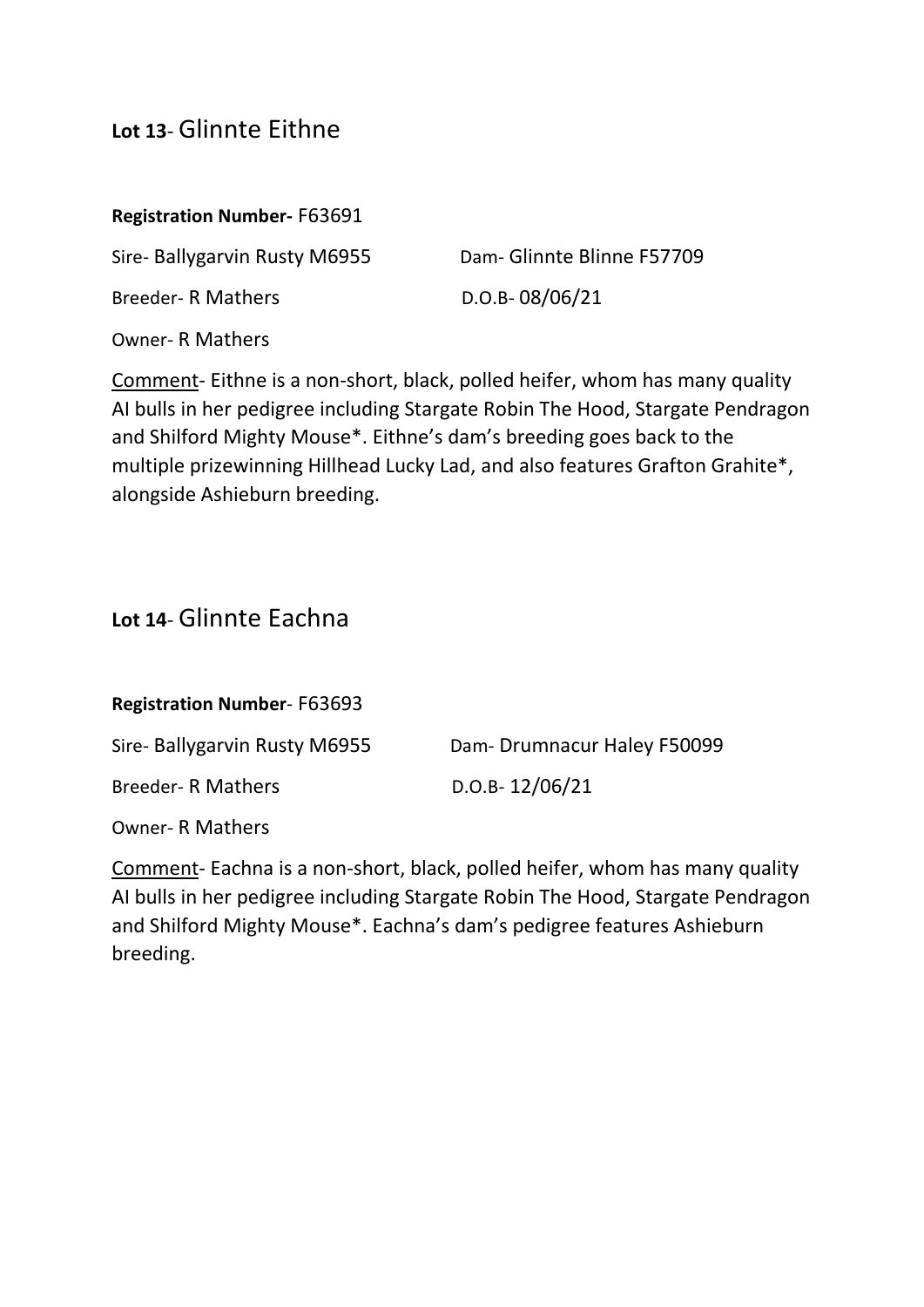## **Lot 13**- Glinnte Eithne

**Registration Number-** F63691

Sire- Ballygarvin Rusty M6955 Dam- Glinnte Blinne F57709

Breeder- R Mathers D.O.B- 08/06/21

Owner- R Mathers

Comment- Eithne is a non-short, black, polled heifer, whom has many quality AI bulls in her pedigree including Stargate Robin The Hood, Stargate Pendragon and Shilford Mighty Mouse*. Eithne's dam's breeding goes back to the multiple prizewinning Hillhead Lucky Lad, and also features Grafton Grahite*, alongside Ashieburn breeding.

## **Lot 14**- Glinnte Eachna

**Registration Number**- F63693

Sire- Ballygarvin Rusty M6955 Dam- Drumnacur Haley F50099

Breeder- R Mathers D.O.B- 12/06/21

Owner- R Mathers

Comment- Eachna is a non-short, black, polled heifer, whom has many quality AI bulls in her pedigree including Stargate Robin The Hood, Stargate Pendragon and Shilford Mighty Mouse*. Eachna's dam's pedigree features Ashieburn breeding.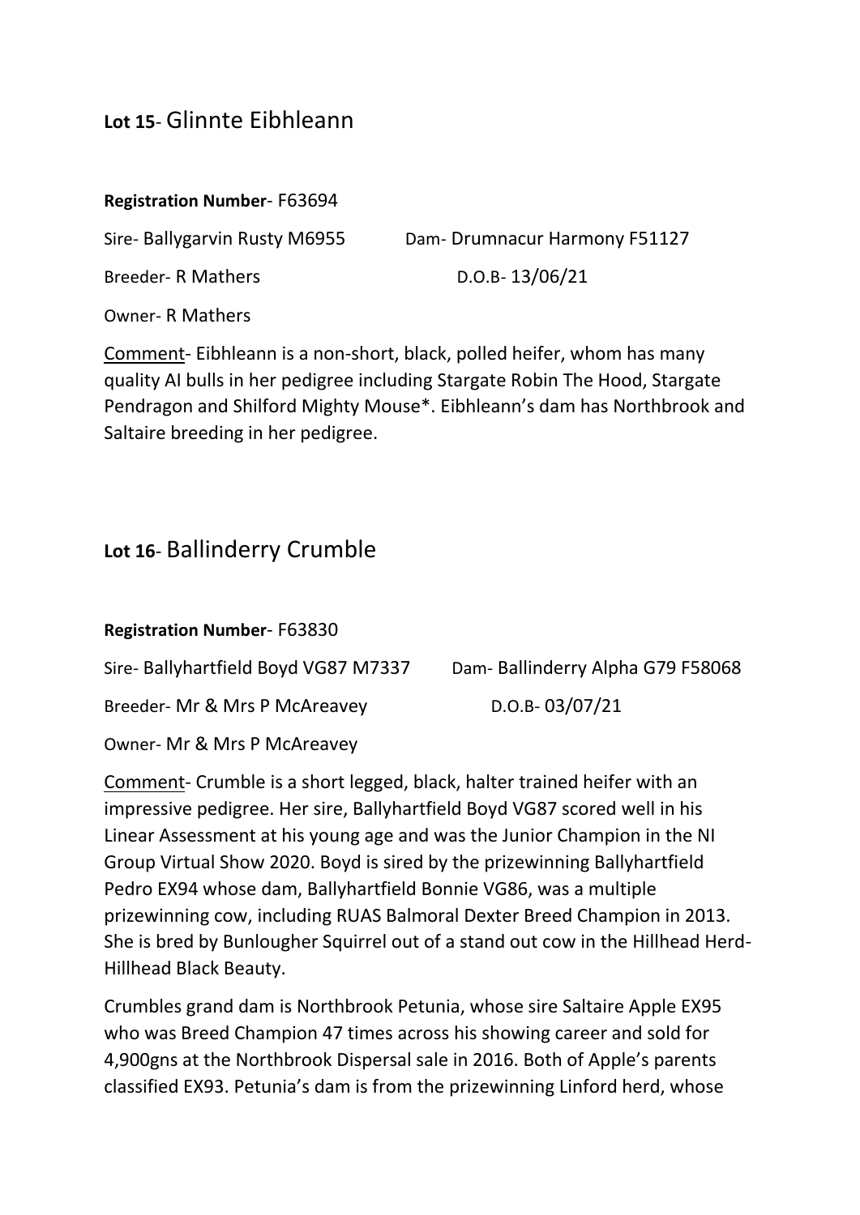## **Lot 15**- Glinnte Eibhleann

**Registration Number**- F63694

Sire- Ballygarvin Rusty M6955 Dam- Drumnacur Harmony F51127

Breeder- R Mathers D.O.B- 13/06/21

Owner- R Mathers

<u>Comment</u>- Eibhleann is a non-short, black, polled heifer, whom has many quality AI bulls in her pedigree including Stargate Robin The Hood, Stargate Pendragon and Shilford Mighty Mouse*. Eibhleann's dam has Northbrook and Saltaire breeding in her pedigree.

## **Lot 16**- Ballinderry Crumble

**Registration Number**- F63830

Sire- Ballyhartfield Boyd VG87 M7337 Dam- Ballinderry Alpha G79 F58068

Breeder- Mr & Mrs P McAreavey D.O.B- 03/07/21

Owner- Mr & Mrs P McAreavey

<u>Comment</u>- Crumble is a short legged, black, halter trained heifer with an impressive pedigree. Her sire, Ballyhartfield Boyd VG87 scored well in his Linear Assessment at his young age and was the Junior Champion in the NI Group Virtual Show 2020. Boyd is sired by the prizewinning Ballyhartfield Pedro EX94 whose dam, Ballyhartfield Bonnie VG86, was a multiple prizewinning cow, including RUAS Balmoral Dexter Breed Champion in 2013. She is bred by Bunlougher Squirrel out of a stand out cow in the Hillhead Herd- Hillhead Black Beauty.

Crumbles grand dam is Northbrook Petunia, whose sire Saltaire Apple EX95 who was Breed Champion 47 times across his showing career and sold for 4,900gns at the Northbrook Dispersal sale in 2016. Both of Apple's parents classified EX93. Petunia's dam is from the prizewinning Linford herd, whose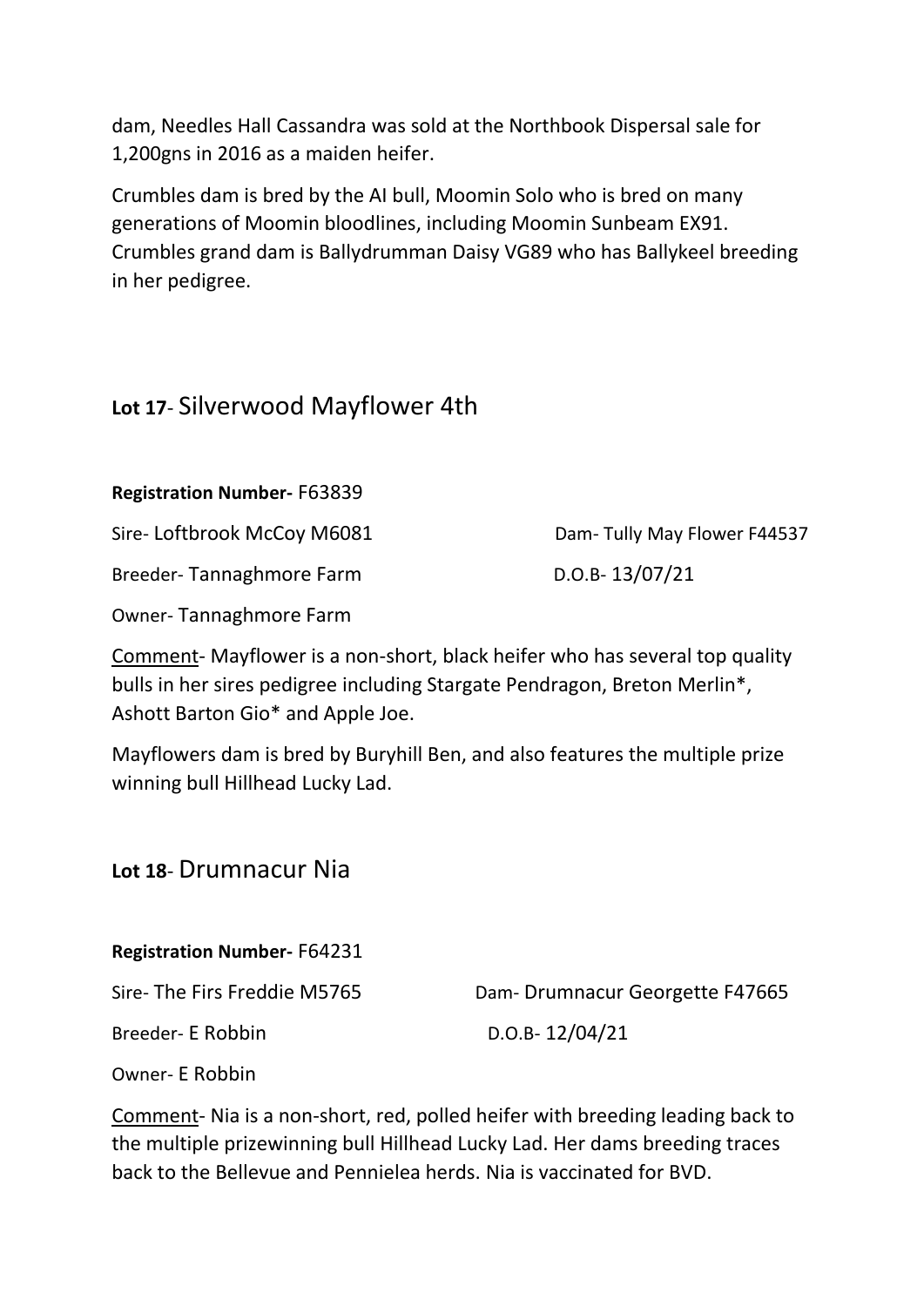dam, Needles Hall Cassandra was sold at the Northbook Dispersal sale for 1,200gns in 2016 as a maiden heifer.

Crumbles dam is bred by the AI bull, Moomin Solo who is bred on many generations of Moomin bloodlines, including Moomin Sunbeam EX91. Crumbles grand dam is Ballydrumman Daisy VG89 who has Ballykeel breeding in her pedigree.

## **Lot 17**- Silverwood Mayflower 4th

**Registration Number-** F63839

Sire- Loftbrook McCoy M6081 Dam- Tully May Flower F44537

Breeder- Tannaghmore Farm D.O.B- 13/07/21

Owner- Tannaghmore Farm

Comment- Mayflower is a non-short, black heifer who has several top quality bulls in her sires pedigree including Stargate Pendragon, Breton Merlin*, Ashott Barton Gio* and Apple Joe.

Mayflowers dam is bred by Buryhill Ben, and also features the multiple prize winning bull Hillhead Lucky Lad.

## **Lot 18**- Drumnacur Nia

**Registration Number-** F64231

Sire- The Firs Freddie M5765 Dam- Drumnacur Georgette F47665

Breeder- E Robbin D.O.B- 12/04/21

Owner- E Robbin

Comment- Nia is a non-short, red, polled heifer with breeding leading back to the multiple prizewinning bull Hillhead Lucky Lad. Her dams breeding traces back to the Bellevue and Pennielea herds. Nia is vaccinated for BVD.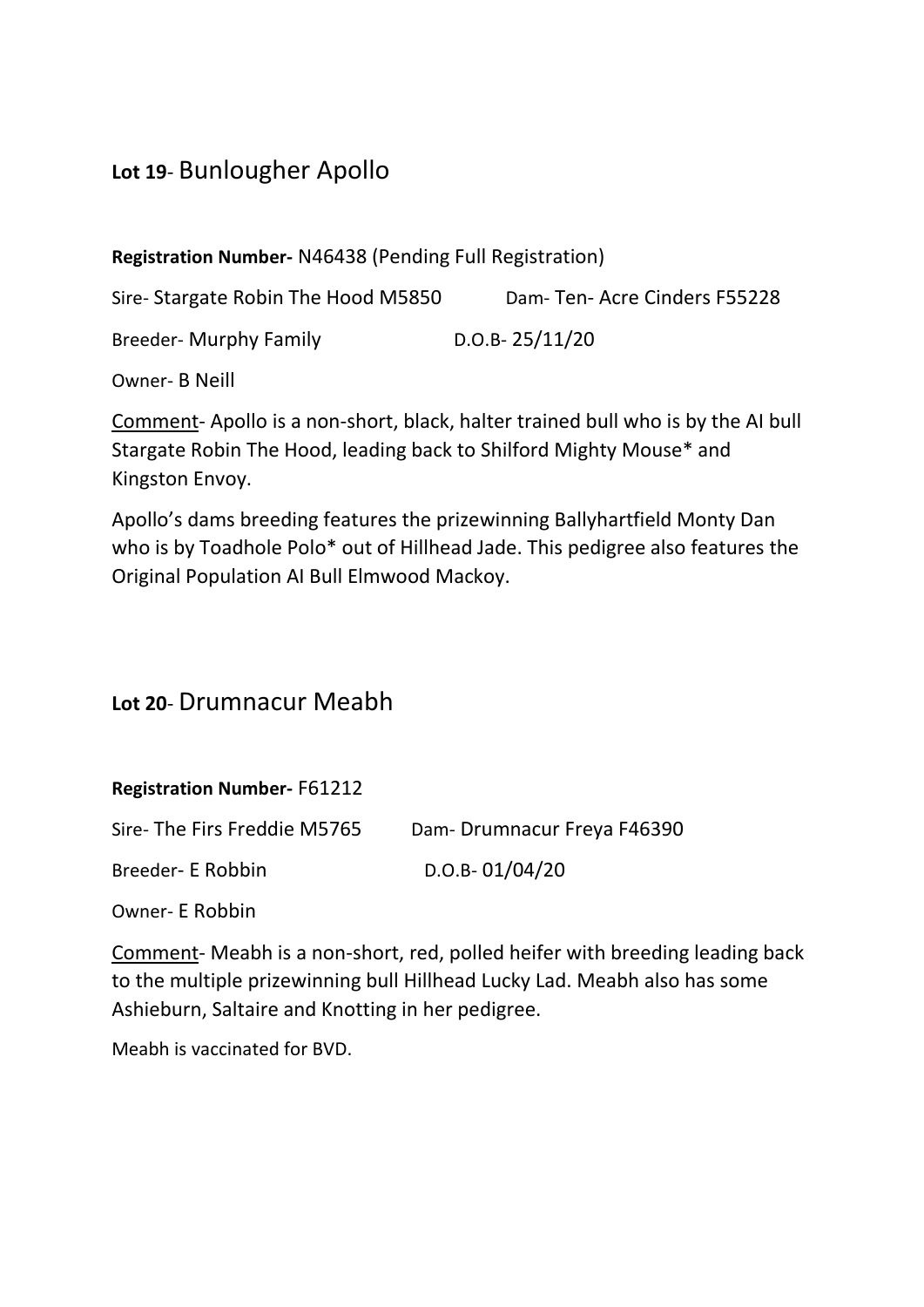## **Lot 19**- Bunlougher Apollo

**Registration Number-** N46438 (Pending Full Registration)

Sire- Stargate Robin The Hood M5850    Dam- Ten- Acre Cinders F55228

Breeder- Murphy Family    D.O.B- 25/11/20

Owner- B Neill

Comment- Apollo is a non-short, black, halter trained bull who is by the AI bull Stargate Robin The Hood, leading back to Shilford Mighty Mouse* and Kingston Envoy.

Apollo's dams breeding features the prizewinning Ballyhartfield Monty Dan who is by Toadhole Polo* out of Hillhead Jade. This pedigree also features the Original Population AI Bull Elmwood Mackoy.

## **Lot 20**- Drumnacur Meabh

**Registration Number-** F61212

Sire- The Firs Freddie M5765    Dam- Drumnacur Freya F46390

Breeder- E Robbin    D.O.B- 01/04/20

Owner- E Robbin

Comment- Meabh is a non-short, red, polled heifer with breeding leading back to the multiple prizewinning bull Hillhead Lucky Lad. Meabh also has some Ashieburn, Saltaire and Knotting in her pedigree.

Meabh is vaccinated for BVD.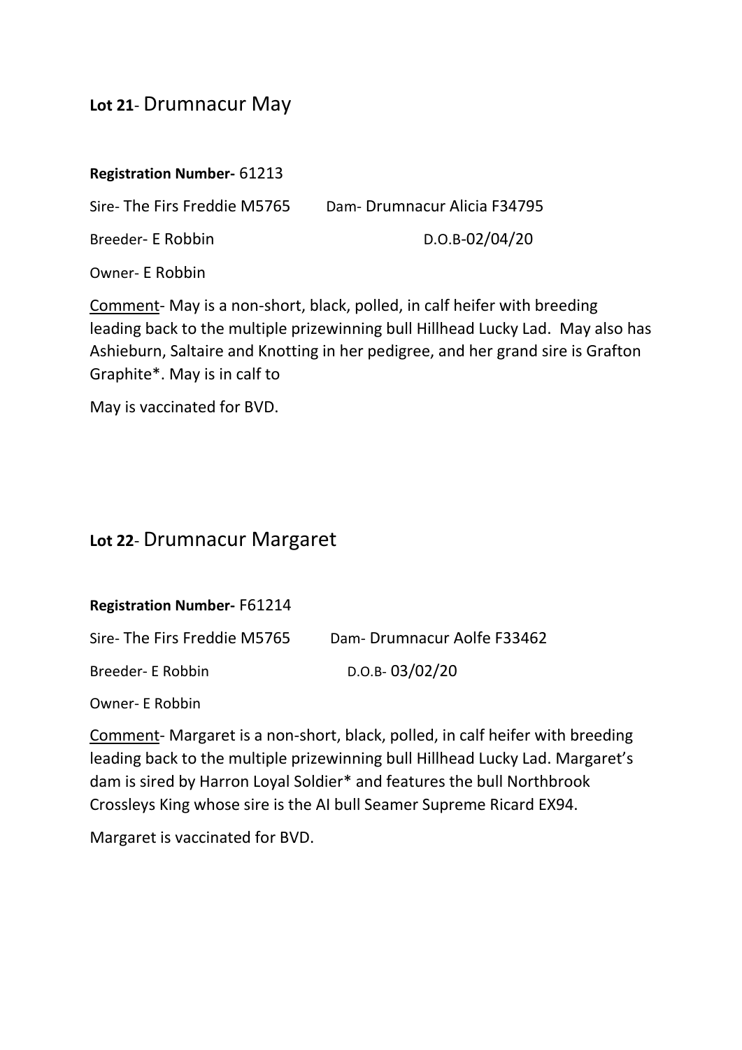## **Lot 21**- Drumnacur May

**Registration Number-** 61213

Sire- The Firs Freddie M5765 Dam- Drumnacur Alicia F34795

Breeder- E Robbin D.O.B-02/04/20

Owner- E Robbin

Comment- May is a non-short, black, polled, in calf heifer with breeding leading back to the multiple prizewinning bull Hillhead Lucky Lad. May also has Ashieburn, Saltaire and Knotting in her pedigree, and her grand sire is Grafton Graphite*. May is in calf to

May is vaccinated for BVD.

## **Lot 22**- Drumnacur Margaret

**Registration Number-** F61214

Sire- The Firs Freddie M5765 Dam- Drumnacur Aolfe F33462

Breeder- E Robbin D.O.B- 03/02/20

Owner- E Robbin

Comment- Margaret is a non-short, black, polled, in calf heifer with breeding leading back to the multiple prizewinning bull Hillhead Lucky Lad. Margaret's dam is sired by Harron Loyal Soldier* and features the bull Northbrook Crossleys King whose sire is the AI bull Seamer Supreme Ricard EX94.

Margaret is vaccinated for BVD.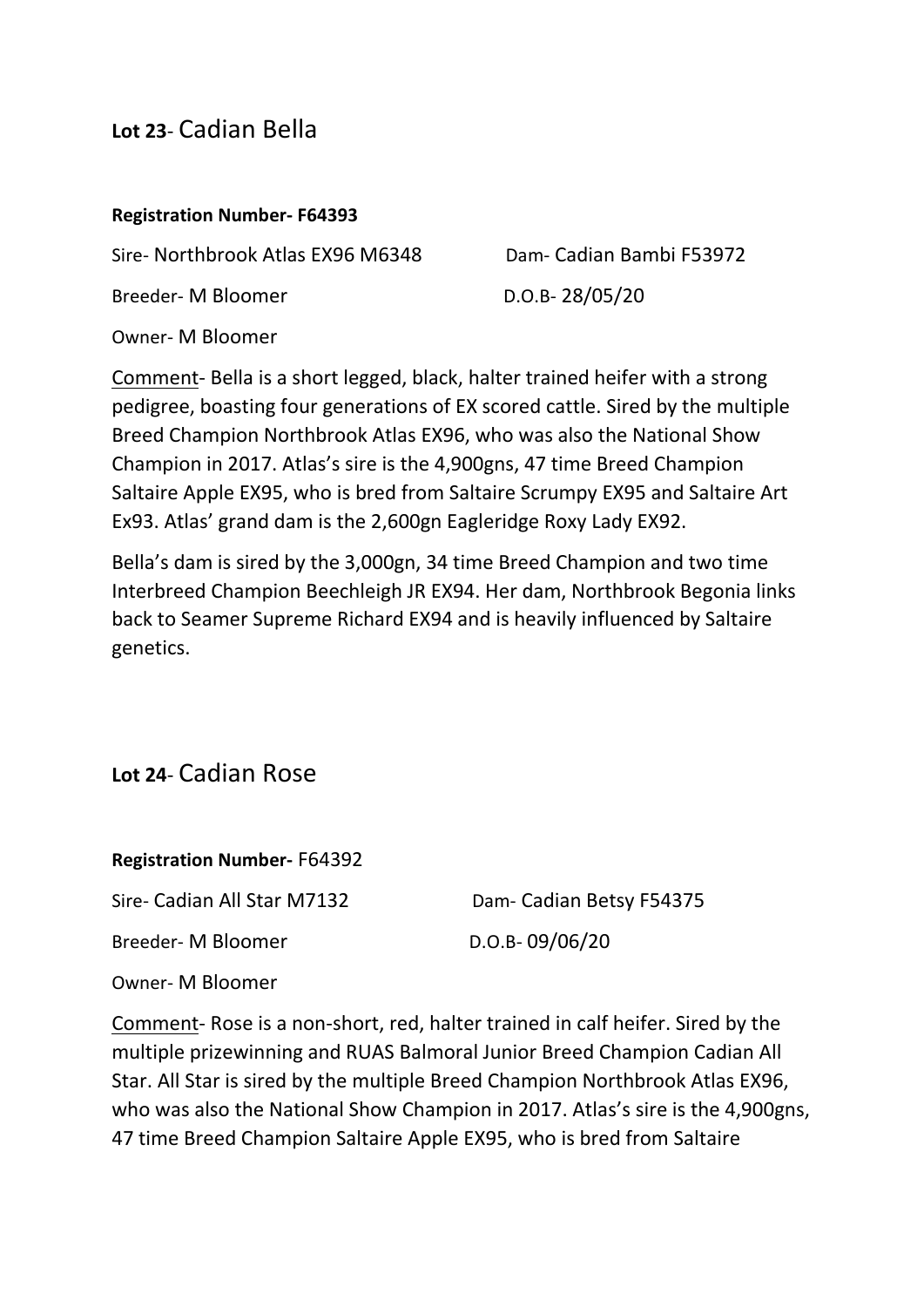## **Lot 23**- Cadian Bella

**Registration Number- F64393**

Sire- Northbrook Atlas EX96 M6348 Dam- Cadian Bambi F53972

Breeder- M Bloomer D.O.B- 28/05/20

Owner- M Bloomer

Comment- Bella is a short legged, black, halter trained heifer with a strong pedigree, boasting four generations of EX scored cattle. Sired by the multiple Breed Champion Northbrook Atlas EX96, who was also the National Show Champion in 2017. Atlas's sire is the 4,900gns, 47 time Breed Champion Saltaire Apple EX95, who is bred from Saltaire Scrumpy EX95 and Saltaire Art Ex93. Atlas' grand dam is the 2,600gn Eagleridge Roxy Lady EX92.

Bella's dam is sired by the 3,000gn, 34 time Breed Champion and two time Interbreed Champion Beechleigh JR EX94. Her dam, Northbrook Begonia links back to Seamer Supreme Richard EX94 and is heavily influenced by Saltaire genetics.

## **Lot 24**- Cadian Rose

**Registration Number-** F64392

Sire- Cadian All Star M7132 Dam- Cadian Betsy F54375

Breeder- M Bloomer D.O.B- 09/06/20

Owner- M Bloomer

Comment- Rose is a non-short, red, halter trained in calf heifer. Sired by the multiple prizewinning and RUAS Balmoral Junior Breed Champion Cadian All Star. All Star is sired by the multiple Breed Champion Northbrook Atlas EX96, who was also the National Show Champion in 2017. Atlas's sire is the 4,900gns, 47 time Breed Champion Saltaire Apple EX95, who is bred from Saltaire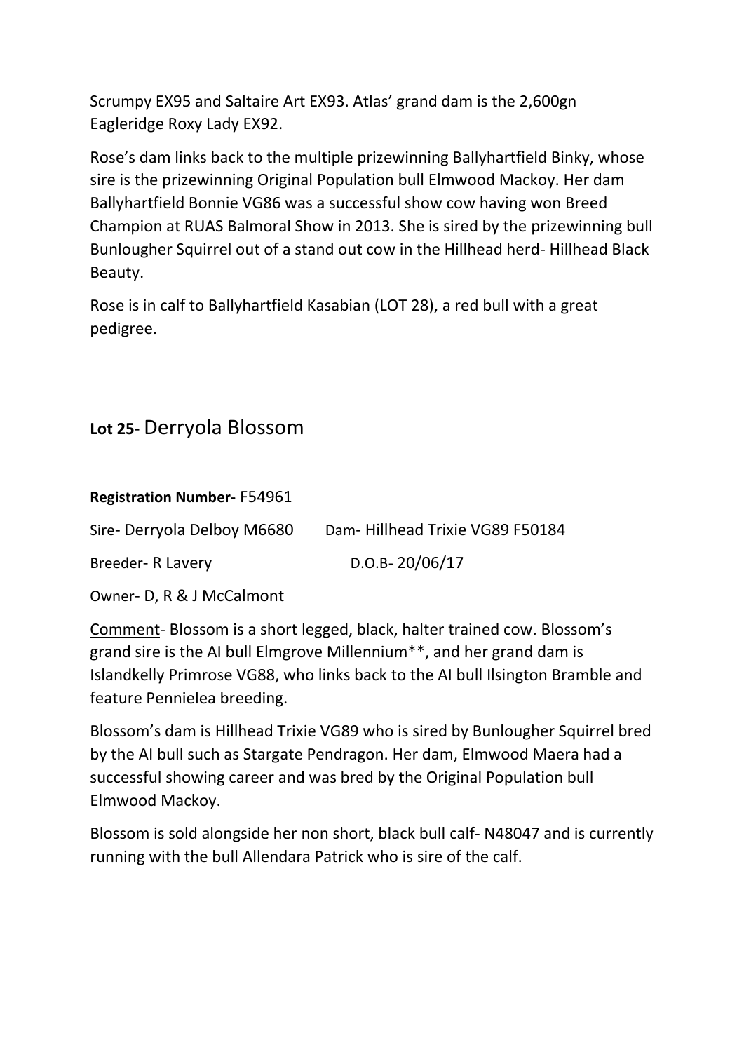Scrumpy EX95 and Saltaire Art EX93. Atlas' grand dam is the 2,600gn Eagleridge Roxy Lady EX92.

Rose's dam links back to the multiple prizewinning Ballyhartfield Binky, whose sire is the prizewinning Original Population bull Elmwood Mackoy. Her dam Ballyhartfield Bonnie VG86 was a successful show cow having won Breed Champion at RUAS Balmoral Show in 2013. She is sired by the prizewinning bull Bunlougher Squirrel out of a stand out cow in the Hillhead herd- Hillhead Black Beauty.

Rose is in calf to Ballyhartfield Kasabian (LOT 28), a red bull with a great pedigree.

## **Lot 25**- Derryola Blossom

**Registration Number-** F54961

Sire- Derryola Delboy M6680 Dam- Hillhead Trixie VG89 F50184

Breeder- R Lavery D.O.B- 20/06/17

Owner- D, R & J McCalmont

Comment- Blossom is a short legged, black, halter trained cow. Blossom's grand sire is the AI bull Elmgrove Millennium**, and her grand dam is Islandkelly Primrose VG88, who links back to the AI bull Ilsington Bramble and feature Pennielea breeding.

Blossom's dam is Hillhead Trixie VG89 who is sired by Bunlougher Squirrel bred by the AI bull such as Stargate Pendragon. Her dam, Elmwood Maera had a successful showing career and was bred by the Original Population bull Elmwood Mackoy.

Blossom is sold alongside her non short, black bull calf- N48047 and is currently running with the bull Allendara Patrick who is sire of the calf.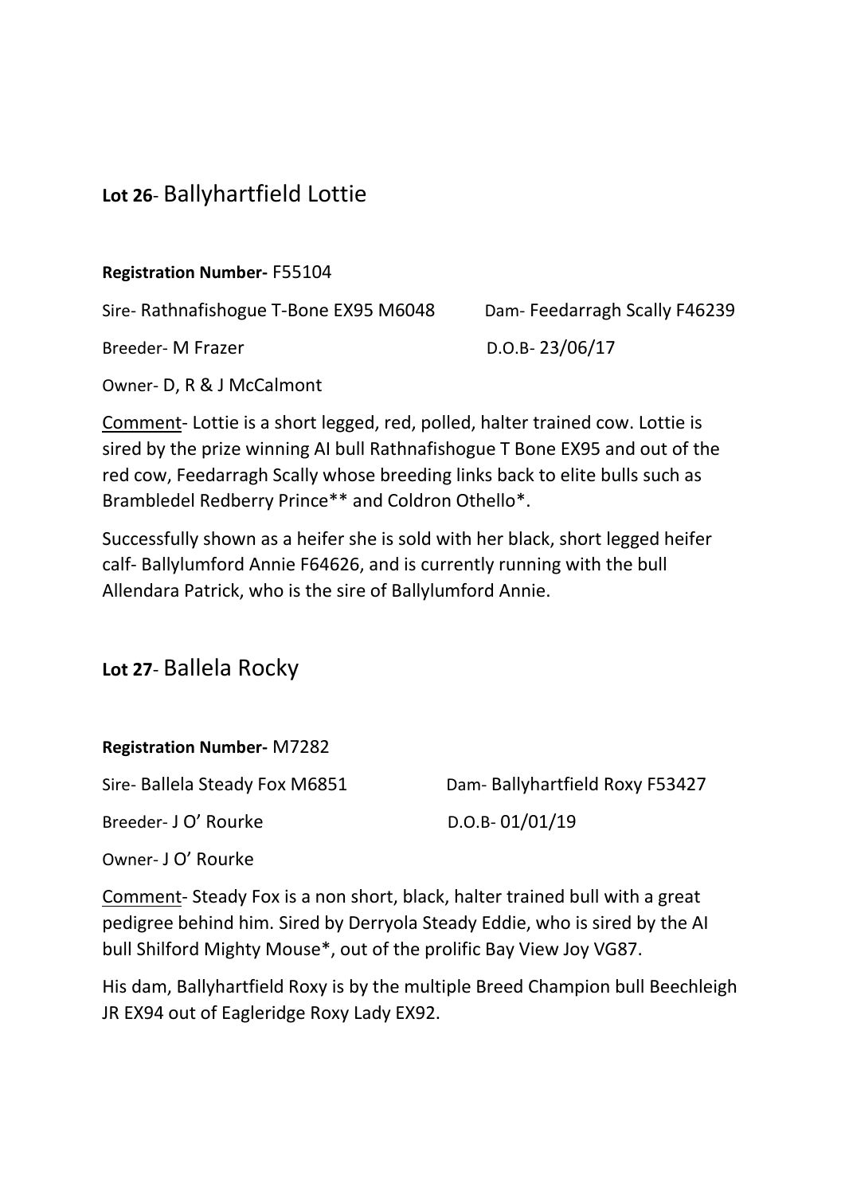## **Lot 26**- Ballyhartfield Lottie

**Registration Number-** F55104

Sire- Rathnafishogue T-Bone EX95 M6048 Dam- Feedarragh Scally F46239

Breeder- M Frazer D.O.B- 23/06/17

Owner- D, R & J McCalmont

Comment- Lottie is a short legged, red, polled, halter trained cow. Lottie is sired by the prize winning AI bull Rathnafishogue T Bone EX95 and out of the red cow, Feedarragh Scally whose breeding links back to elite bulls such as Brambledel Redberry Prince** and Coldron Othello*.

Successfully shown as a heifer she is sold with her black, short legged heifer calf- Ballylumford Annie F64626, and is currently running with the bull Allendara Patrick, who is the sire of Ballylumford Annie.

## **Lot 27**- Ballela Rocky

**Registration Number-** M7282

Sire- Ballela Steady Fox M6851 Dam- Ballyhartfield Roxy F53427

Breeder- J O' Rourke D.O.B- 01/01/19

Owner- J O' Rourke

Comment- Steady Fox is a non short, black, halter trained bull with a great pedigree behind him. Sired by Derryola Steady Eddie, who is sired by the AI bull Shilford Mighty Mouse*, out of the prolific Bay View Joy VG87.

His dam, Ballyhartfield Roxy is by the multiple Breed Champion bull Beechleigh JR EX94 out of Eagleridge Roxy Lady EX92.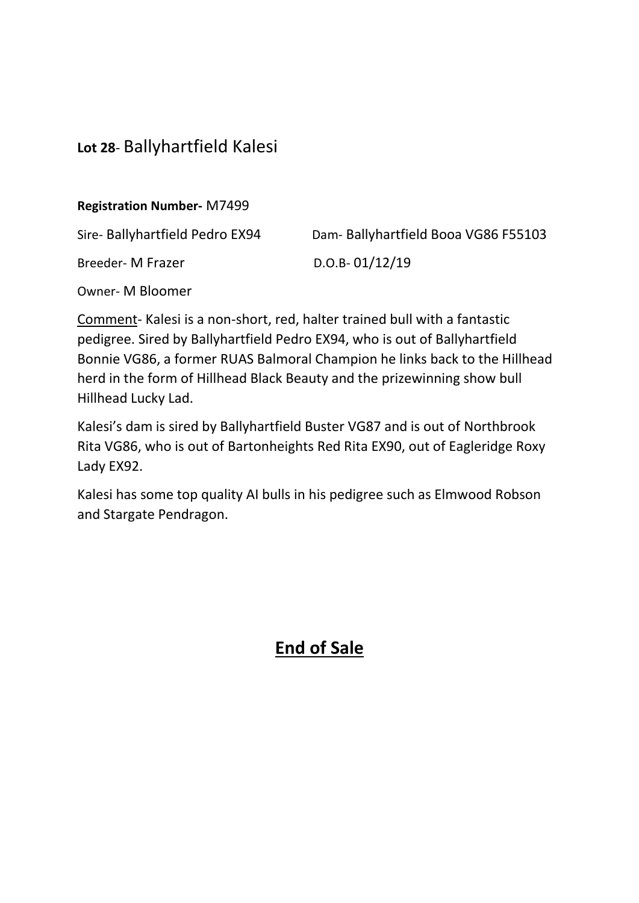## **Lot 28**- Ballyhartfield Kalesi

**Registration Number-** M7499

Sire- Ballyhartfield Pedro EX94 Dam- Ballyhartfield Booa VG86 F55103

Breeder- M Frazer D.O.B- 01/12/19

Owner- M Bloomer

Comment- Kalesi is a non-short, red, halter trained bull with a fantastic pedigree. Sired by Ballyhartfield Pedro EX94, who is out of Ballyhartfield Bonnie VG86, a former RUAS Balmoral Champion he links back to the Hillhead herd in the form of Hillhead Black Beauty and the prizewinning show bull Hillhead Lucky Lad.

Kalesi's dam is sired by Ballyhartfield Buster VG87 and is out of Northbrook Rita VG86, who is out of Bartonheights Red Rita EX90, out of Eagleridge Roxy Lady EX92.

Kalesi has some top quality AI bulls in his pedigree such as Elmwood Robson and Stargate Pendragon.

## **End of Sale**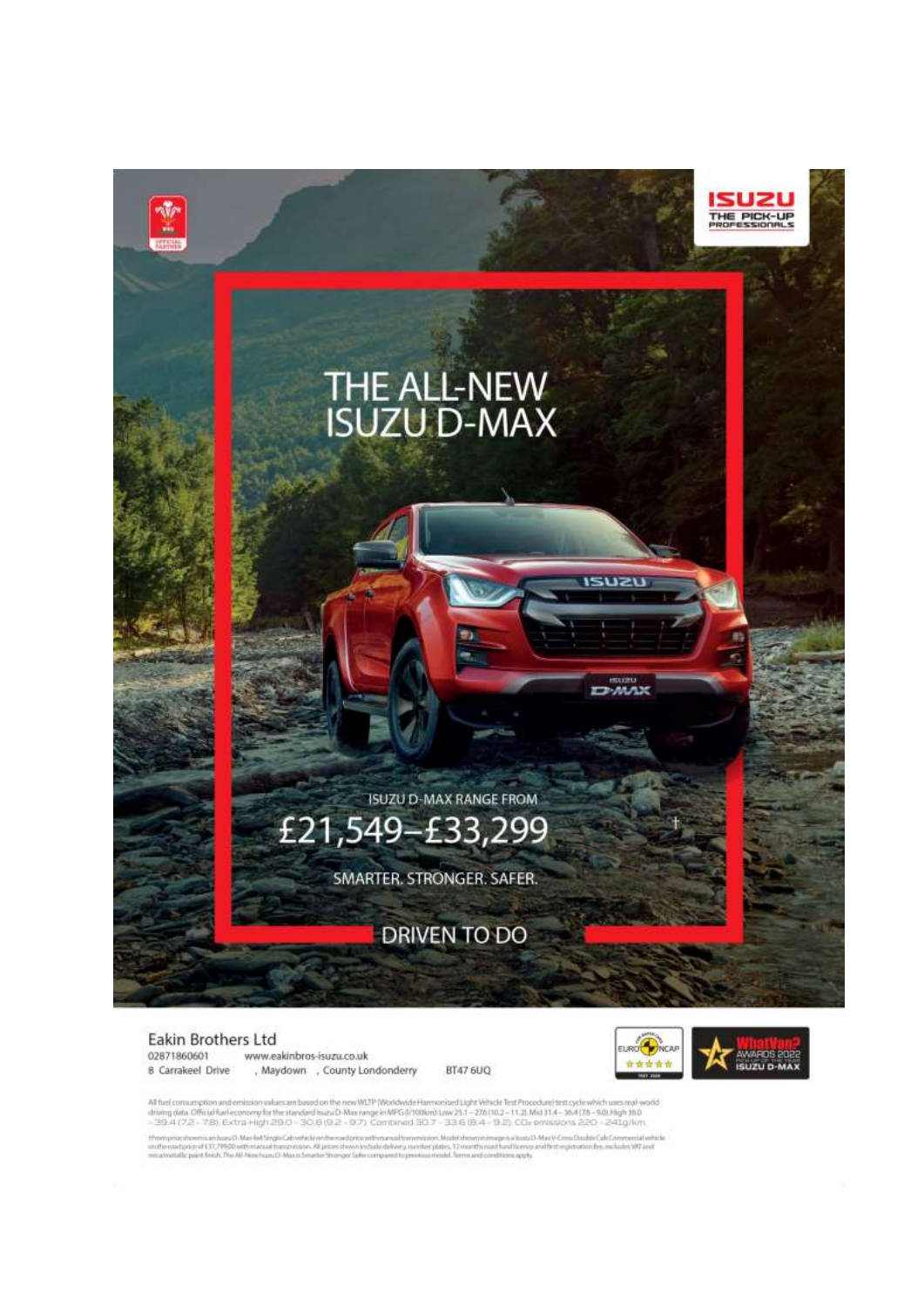# THE ALL-NEW ISUZU D-MAX

ISUZU D-MAX RANGE FROM

## £21,549–£33,299†

SMARTER. STRONGER. SAFER.

DRIVEN TO DO

ISUZU THE PICK-UP PROFESSIONALS

Eakin Brothers Ltd
02871860601 www.eakinbros-isuzu.co.uk
8 Carrakeel Drive , Maydown , County Londonderry BT47 6UQ

All fuel consumption and emission values are based on the new WLTP (Worldwide Harmonised Light Vehicle Test Procedure) test cycle which uses real-world driving data. Official fuel economy for the standard Isuzu D-Max range in MPG (l/100km) Low 25.1 – 27.6 (10.2 – 11.2), Mid 31.4 – 36.4 (7.8 – 9.0), High 36.0 – 39.4 (7.2 – 7.8). Extra-High 29.0 – 30.8 (9.2 – 9.7). Combined 30.7 – 33.6 (8.4 – 9.2). CO₂ emissions 220 – 241g/km.

†From price shown is an Isuzu D-Max 4x4 Single Cab vehicle on the road price with manual transmission. Model shown in image is a Isuzu D-Max V-Cross Double Cab Commercial vehicle on the road price of £31,799.00 with manual transmission. All prices shown include delivery, number plates, 12 months road fund licence and first registration fee, excludes VAT and mica/metallic paint finish. The All-New Isuzu D-Max is Smarter Stronger Safer compared to previous model. Terms and conditions apply.